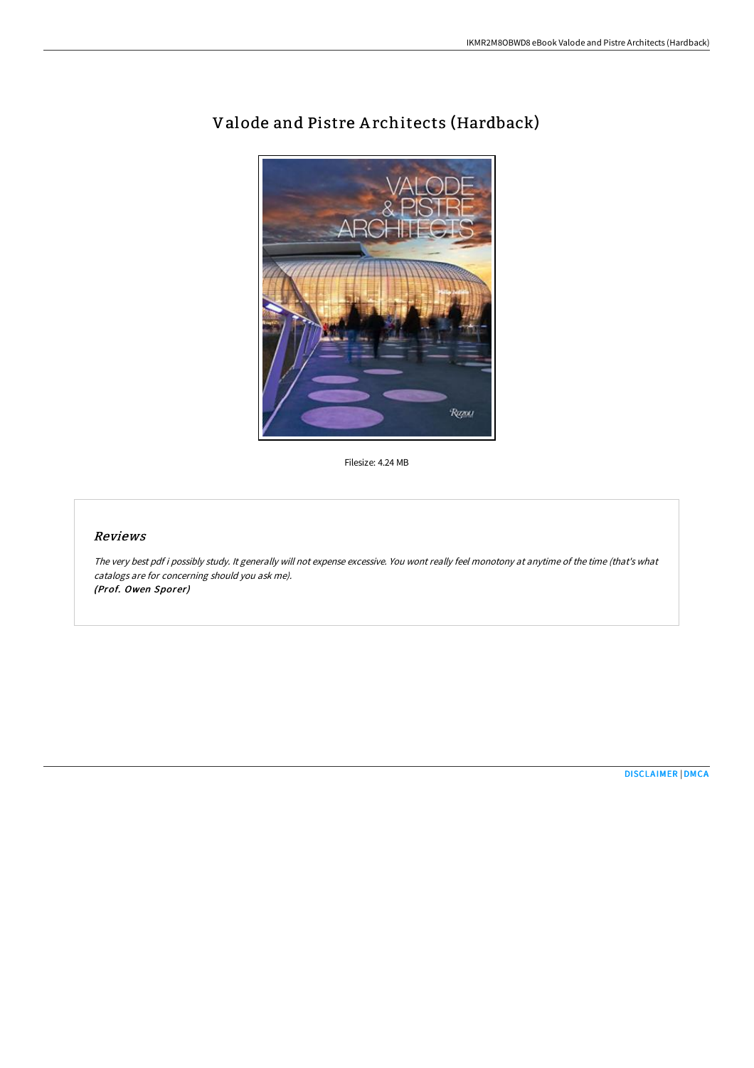# Valode and Pistre Architects (Hardback)

Filesize: 4.24 MB

## Reviews

*The very best pdf i possibly study. It generally will not expense excessive. You wont really feel monotony at anytime of the time (that's what catalogs are for concerning should you ask me).*
***(Prof. Owen Sporer)***

DISCLAIMER | DMCA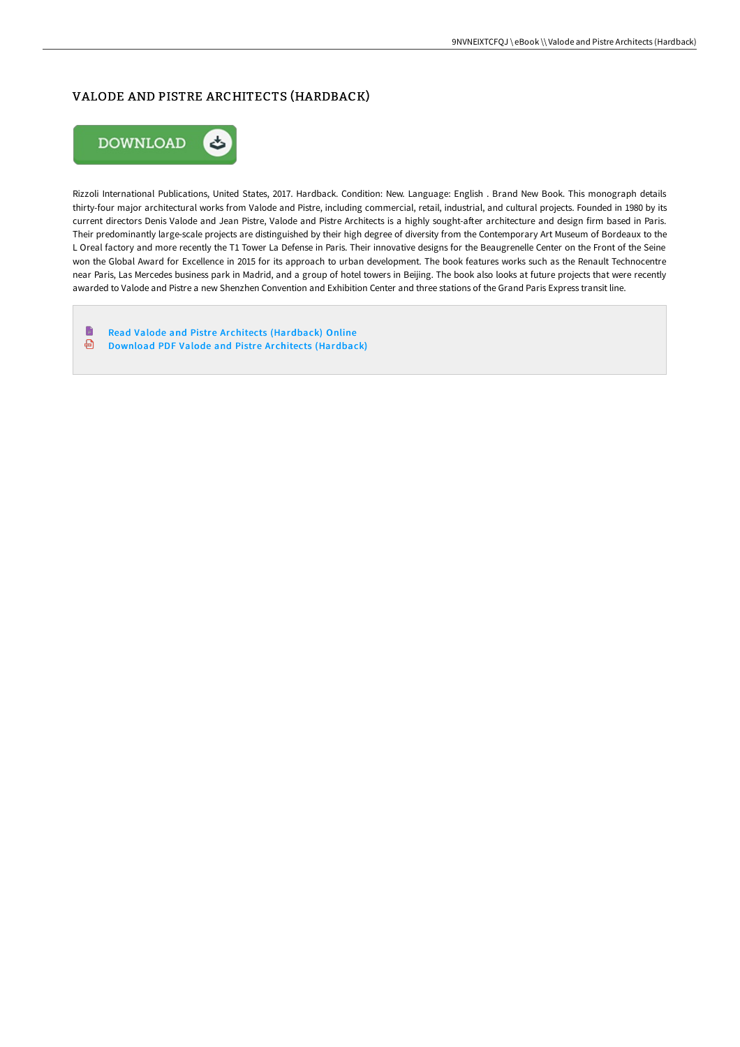# VALODE AND PISTRE ARCHITECTS (HARDBACK)

DOWNLOAD

Rizzoli International Publications, United States, 2017. Hardback. Condition: New. Language: English . Brand New Book. This monograph details thirty-four major architectural works from Valode and Pistre, including commercial, retail, industrial, and cultural projects. Founded in 1980 by its current directors Denis Valode and Jean Pistre, Valode and Pistre Architects is a highly sought-after architecture and design firm based in Paris. Their predominantly large-scale projects are distinguished by their high degree of diversity from the Contemporary Art Museum of Bordeaux to the L Oreal factory and more recently the T1 Tower La Defense in Paris. Their innovative designs for the Beaugrenelle Center on the Front of the Seine won the Global Award for Excellence in 2015 for its approach to urban development. The book features works such as the Renault Technocentre near Paris, Las Mercedes business park in Madrid, and a group of hotel towers in Beijing. The book also looks at future projects that were recently awarded to Valode and Pistre a new Shenzhen Convention and Exhibition Center and three stations of the Grand Paris Express transit line.

- Read Valode and Pistre Architects (Hardback) Online
- Download PDF Valode and Pistre Architects (Hardback)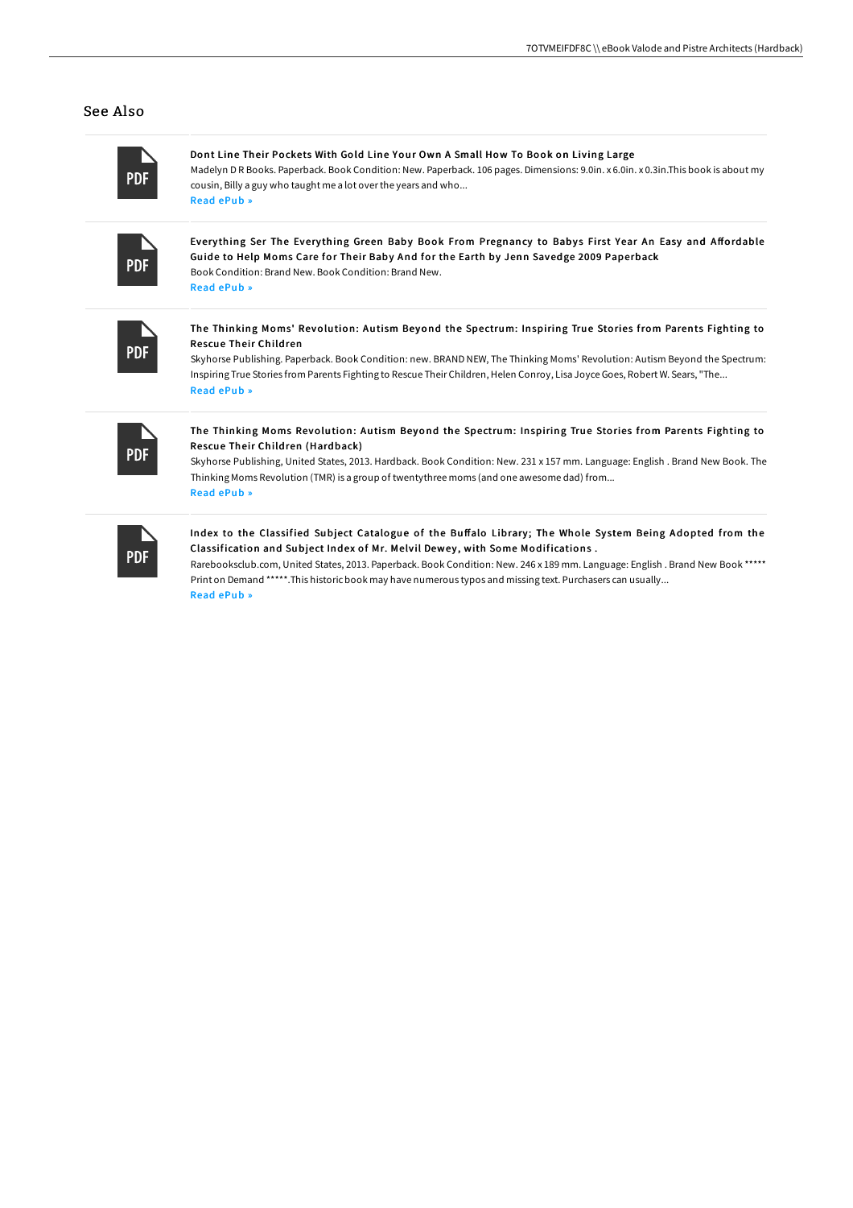## See Also

**Dont Line Their Pockets With Gold Line Your Own A Small How To Book on Living Large**

Madelyn D R Books. Paperback. Book Condition: New. Paperback. 106 pages. Dimensions: 9.0in. x 6.0in. x 0.3in.This book is about my cousin, Billy a guy who taught me a lot over the years and who...

Read ePub »

**Everything Ser The Everything Green Baby Book From Pregnancy to Babys First Year An Easy and Affordable Guide to Help Moms Care for Their Baby And for the Earth by Jenn Savedge 2009 Paperback**

Book Condition: Brand New. Book Condition: Brand New.

Read ePub »

**The Thinking Moms' Revolution: Autism Beyond the Spectrum: Inspiring True Stories from Parents Fighting to Rescue Their Children**

Skyhorse Publishing. Paperback. Book Condition: new. BRAND NEW, The Thinking Moms' Revolution: Autism Beyond the Spectrum: Inspiring True Stories from Parents Fighting to Rescue Their Children, Helen Conroy, Lisa Joyce Goes, Robert W. Sears, "The...

Read ePub »

**The Thinking Moms Revolution: Autism Beyond the Spectrum: Inspiring True Stories from Parents Fighting to Rescue Their Children (Hardback)**

Skyhorse Publishing, United States, 2013. Hardback. Book Condition: New. 231 x 157 mm. Language: English . Brand New Book. The Thinking Moms Revolution (TMR) is a group of twentythree moms (and one awesome dad) from...

Read ePub »

**Index to the Classified Subject Catalogue of the Buffalo Library; The Whole System Being Adopted from the Classification and Subject Index of Mr. Melvil Dewey, with Some Modifications .**

Rarebooksclub.com, United States, 2013. Paperback. Book Condition: New. 246 x 189 mm. Language: English . Brand New Book ***** Print on Demand *****.This historic book may have numerous typos and missing text. Purchasers can usually...

Read ePub »